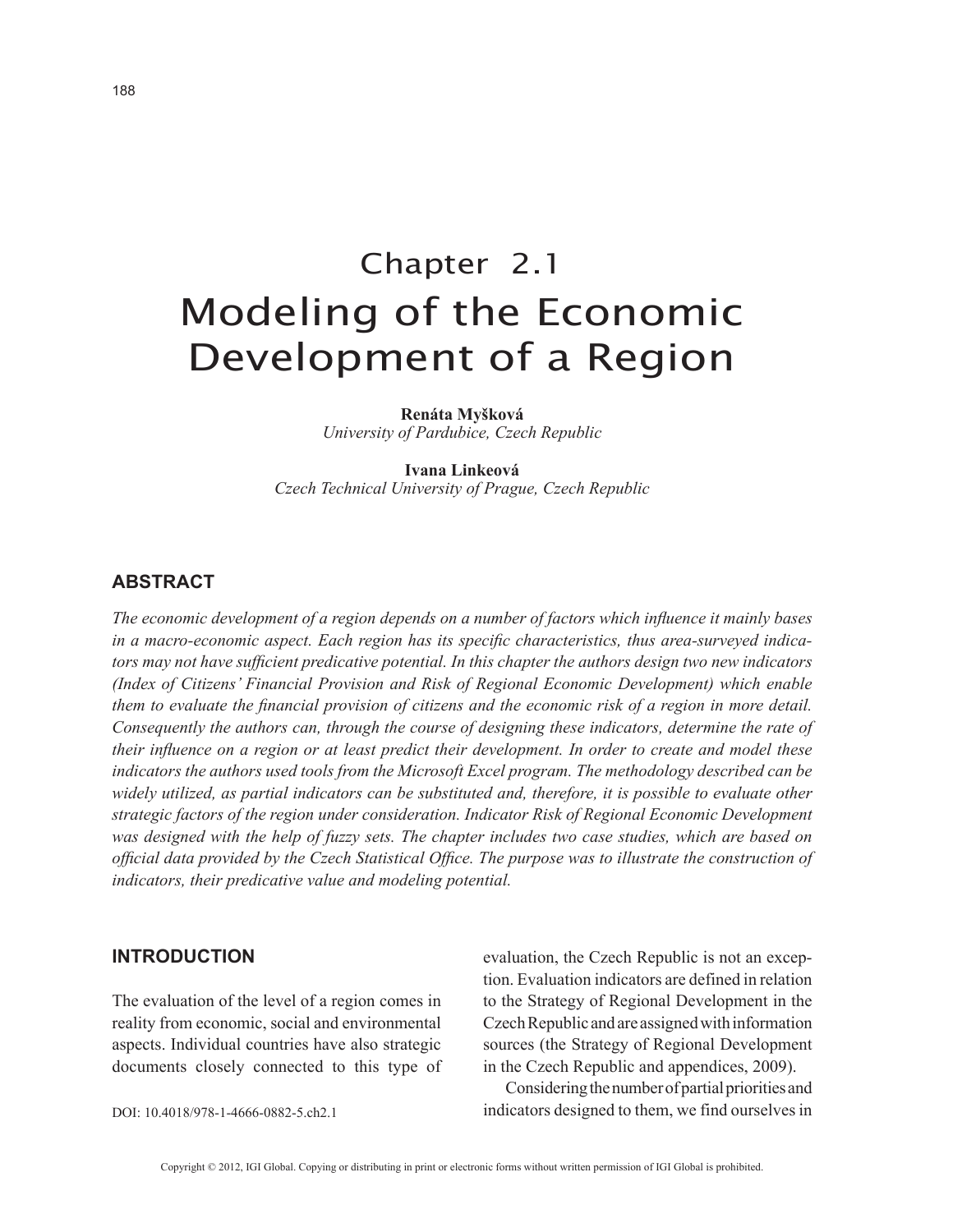# Chapter 2.1
# Modeling of the Economic Development of a Region

**Renáta Myšková**
*University of Pardubice, Czech Republic*

**Ivana Linkeová**
*Czech Technical University of Prague, Czech Republic*

## ABSTRACT

*The economic development of a region depends on a number of factors which influence it mainly bases in a macro-economic aspect. Each region has its specific characteristics, thus area-surveyed indicators may not have sufficient predicative potential. In this chapter the authors design two new indicators (Index of Citizens' Financial Provision and Risk of Regional Economic Development) which enable them to evaluate the financial provision of citizens and the economic risk of a region in more detail. Consequently the authors can, through the course of designing these indicators, determine the rate of their influence on a region or at least predict their development. In order to create and model these indicators the authors used tools from the Microsoft Excel program. The methodology described can be widely utilized, as partial indicators can be substituted and, therefore, it is possible to evaluate other strategic factors of the region under consideration. Indicator Risk of Regional Economic Development was designed with the help of fuzzy sets. The chapter includes two case studies, which are based on official data provided by the Czech Statistical Office. The purpose was to illustrate the construction of indicators, their predicative value and modeling potential.*

## INTRODUCTION

The evaluation of the level of a region comes in reality from economic, social and environmental aspects. Individual countries have also strategic documents closely connected to this type of evaluation, the Czech Republic is not an exception. Evaluation indicators are defined in relation to the Strategy of Regional Development in the Czech Republic and are assigned with information sources (the Strategy of Regional Development in the Czech Republic and appendices, 2009).

Considering the number of partial priorities and indicators designed to them, we find ourselves in

DOI: 10.4018/978-1-4666-0882-5.ch2.1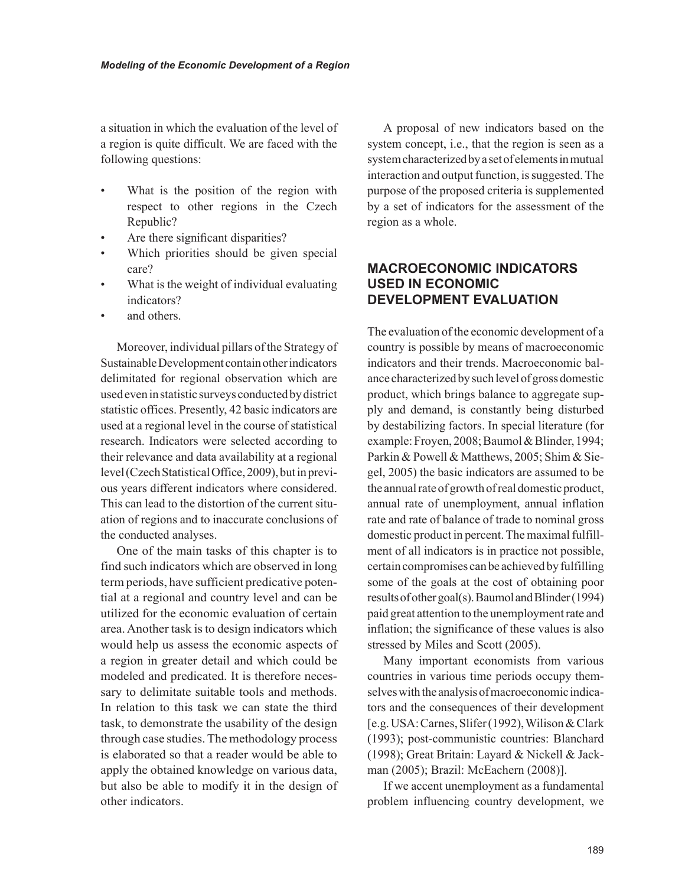a situation in which the evaluation of the level of a region is quite difficult. We are faced with the following questions:

- What is the position of the region with respect to other regions in the Czech Republic?
- Are there significant disparities?
- Which priorities should be given special care?
- What is the weight of individual evaluating indicators?
- and others.

Moreover, individual pillars of the Strategy of Sustainable Development contain other indicators delimitated for regional observation which are used even in statistic surveys conducted by district statistic offices. Presently, 42 basic indicators are used at a regional level in the course of statistical research. Indicators were selected according to their relevance and data availability at a regional level (Czech Statistical Office, 2009), but in previous years different indicators where considered. This can lead to the distortion of the current situation of regions and to inaccurate conclusions of the conducted analyses.

One of the main tasks of this chapter is to find such indicators which are observed in long term periods, have sufficient predicative potential at a regional and country level and can be utilized for the economic evaluation of certain area. Another task is to design indicators which would help us assess the economic aspects of a region in greater detail and which could be modeled and predicated. It is therefore necessary to delimitate suitable tools and methods. In relation to this task we can state the third task, to demonstrate the usability of the design through case studies. The methodology process is elaborated so that a reader would be able to apply the obtained knowledge on various data, but also be able to modify it in the design of other indicators.

A proposal of new indicators based on the system concept, i.e., that the region is seen as a system characterized by a set of elements in mutual interaction and output function, is suggested. The purpose of the proposed criteria is supplemented by a set of indicators for the assessment of the region as a whole.

## MACROECONOMIC INDICATORS USED IN ECONOMIC DEVELOPMENT EVALUATION

The evaluation of the economic development of a country is possible by means of macroeconomic indicators and their trends. Macroeconomic balance characterized by such level of gross domestic product, which brings balance to aggregate supply and demand, is constantly being disturbed by destabilizing factors. In special literature (for example: Froyen, 2008; Baumol & Blinder, 1994; Parkin & Powell & Matthews, 2005; Shim & Siegel, 2005) the basic indicators are assumed to be the annual rate of growth of real domestic product, annual rate of unemployment, annual inflation rate and rate of balance of trade to nominal gross domestic product in percent. The maximal fulfillment of all indicators is in practice not possible, certain compromises can be achieved by fulfilling some of the goals at the cost of obtaining poor results of other goal(s). Baumol and Blinder (1994) paid great attention to the unemployment rate and inflation; the significance of these values is also stressed by Miles and Scott (2005).

Many important economists from various countries in various time periods occupy themselves with the analysis of macroeconomic indicators and the consequences of their development [e.g. USA: Carnes, Slifer (1992), Wilison & Clark (1993); post-communistic countries: Blanchard (1998); Great Britain: Layard & Nickell & Jackman (2005); Brazil: McEachern (2008)].

If we accent unemployment as a fundamental problem influencing country development, we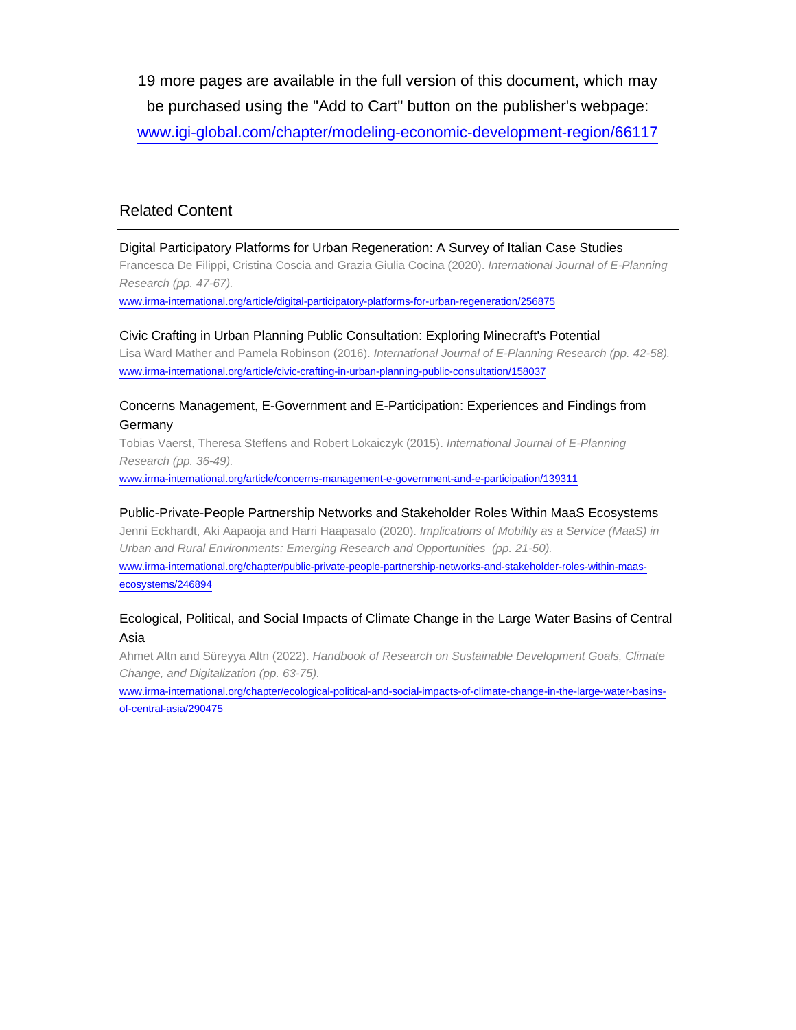19 more pages are available in the full version of this document, which may be purchased using the "Add to Cart" button on the publisher's webpage: www.igi-global.com/chapter/modeling-economic-development-region/66117

## Related Content

Digital Participatory Platforms for Urban Regeneration: A Survey of Italian Case Studies
Francesca De Filippi, Cristina Coscia and Grazia Giulia Cocina (2020). *International Journal of E-Planning Research (pp. 47-67).*
www.irma-international.org/article/digital-participatory-platforms-for-urban-regeneration/256875

Civic Crafting in Urban Planning Public Consultation: Exploring Minecraft's Potential
Lisa Ward Mather and Pamela Robinson (2016). *International Journal of E-Planning Research (pp. 42-58).*
www.irma-international.org/article/civic-crafting-in-urban-planning-public-consultation/158037

Concerns Management, E-Government and E-Participation: Experiences and Findings from Germany
Tobias Vaerst, Theresa Steffens and Robert Lokaiczyk (2015). *International Journal of E-Planning Research (pp. 36-49).*
www.irma-international.org/article/concerns-management-e-government-and-e-participation/139311

Public-Private-People Partnership Networks and Stakeholder Roles Within MaaS Ecosystems
Jenni Eckhardt, Aki Aapaoja and Harri Haapasalo (2020). *Implications of Mobility as a Service (MaaS) in Urban and Rural Environments: Emerging Research and Opportunities (pp. 21-50).*
www.irma-international.org/chapter/public-private-people-partnership-networks-and-stakeholder-roles-within-maas-ecosystems/246894

Ecological, Political, and Social Impacts of Climate Change in the Large Water Basins of Central Asia
Ahmet Altn and Süreyya Altn (2022). *Handbook of Research on Sustainable Development Goals, Climate Change, and Digitalization (pp. 63-75).*
www.irma-international.org/chapter/ecological-political-and-social-impacts-of-climate-change-in-the-large-water-basins-of-central-asia/290475